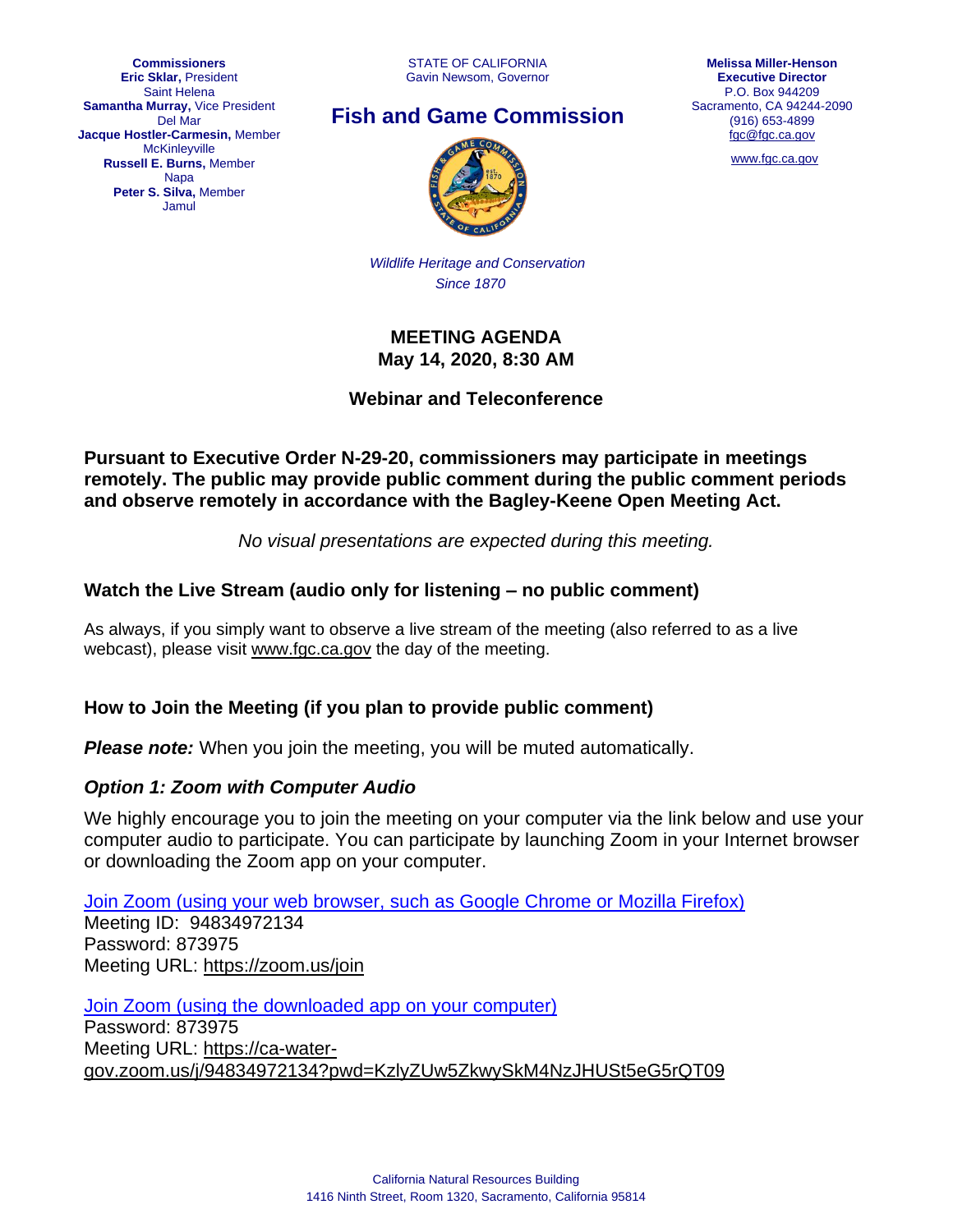**Commissioners**
**Eric Sklar,** President
Saint Helena
**Samantha Murray,** Vice President
Del Mar
**Jacque Hostler-Carmesin,** Member
McKinleyville
**Russell E. Burns,** Member
Napa
**Peter S. Silva,** Member
Jamul

STATE OF CALIFORNIA
Gavin Newsom, Governor

## Fish and Game Commission

*Wildlife Heritage and Conservation*
*Since 1870*

**Melissa Miller-Henson**
**Executive Director**
P.O. Box 944209
Sacramento, CA 94244-2090
(916) 653-4899
fgc@fgc.ca.gov

www.fgc.ca.gov

# MEETING AGENDA
# May 14, 2020, 8:30 AM

### Webinar and Teleconference

**Pursuant to Executive Order N-29-20, commissioners may participate in meetings remotely. The public may provide public comment during the public comment periods and observe remotely in accordance with the Bagley-Keene Open Meeting Act.**

*No visual presentations are expected during this meeting.*

## Watch the Live Stream (audio only for listening – no public comment)

As always, if you simply want to observe a live stream of the meeting (also referred to as a live webcast), please visit www.fgc.ca.gov the day of the meeting.

## How to Join the Meeting (if you plan to provide public comment)

***Please note:*** When you join the meeting, you will be muted automatically.

### *Option 1: Zoom with Computer Audio*

We highly encourage you to join the meeting on your computer via the link below and use your computer audio to participate. You can participate by launching Zoom in your Internet browser or downloading the Zoom app on your computer.

Join Zoom (using your web browser, such as Google Chrome or Mozilla Firefox)
Meeting ID: 94834972134
Password: 873975
Meeting URL: https://zoom.us/join

Join Zoom (using the downloaded app on your computer)
Password: 873975
Meeting URL: https://ca-water-gov.zoom.us/j/94834972134?pwd=KzlyZUw5ZkwySkM4NzJHUSt5eG5rQT09

California Natural Resources Building
1416 Ninth Street, Room 1320, Sacramento, California 95814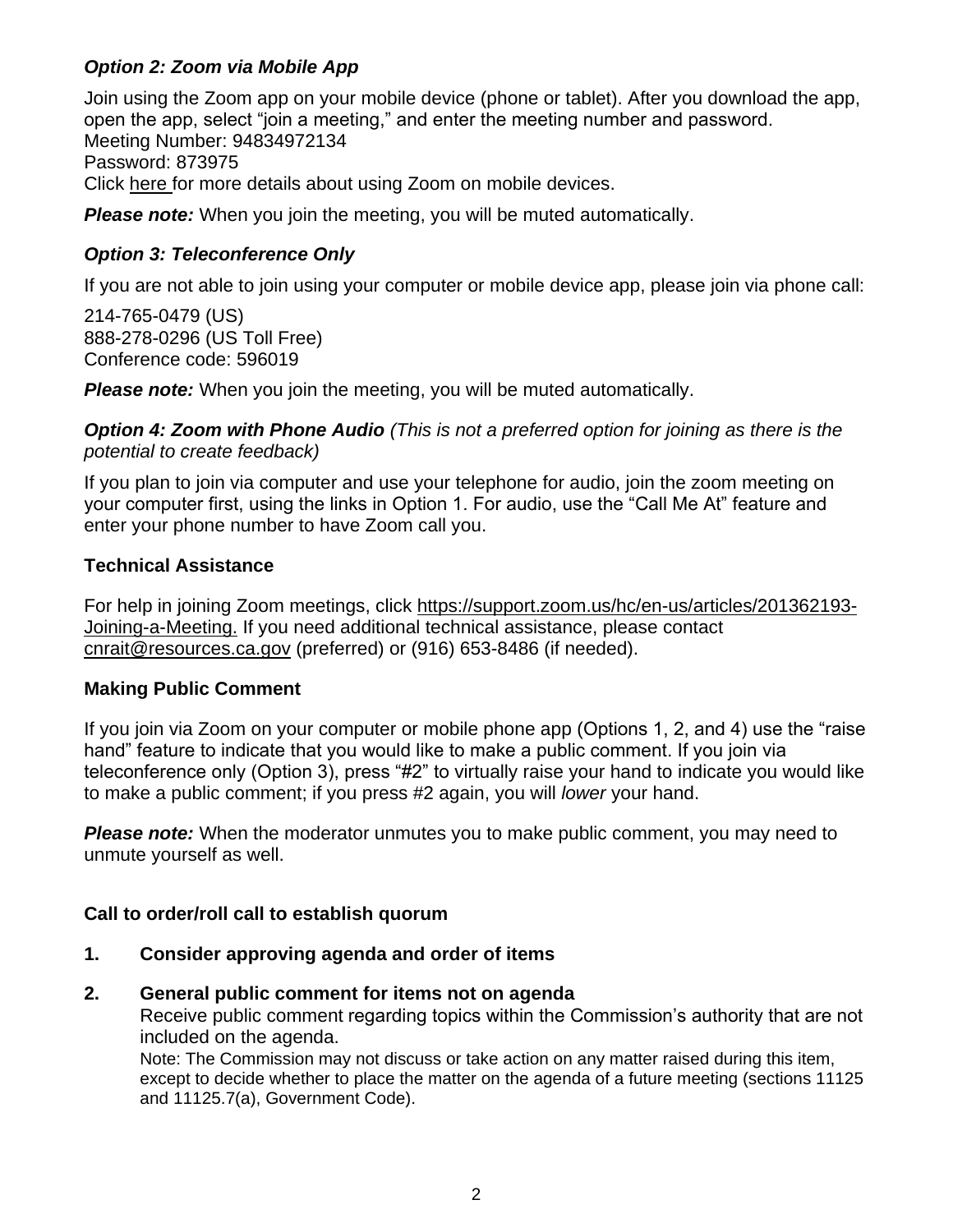***Option 2: Zoom via Mobile App***

Join using the Zoom app on your mobile device (phone or tablet). After you download the app, open the app, select "join a meeting," and enter the meeting number and password.
Meeting Number: 94834972134
Password: 873975
Click here for more details about using Zoom on mobile devices.

***Please note:*** When you join the meeting, you will be muted automatically.

***Option 3: Teleconference Only***

If you are not able to join using your computer or mobile device app, please join via phone call:

214-765-0479 (US)
888-278-0296 (US Toll Free)
Conference code: 596019

***Please note:*** When you join the meeting, you will be muted automatically.

***Option 4: Zoom with Phone Audio*** *(This is not a preferred option for joining as there is the potential to create feedback)*

If you plan to join via computer and use your telephone for audio, join the zoom meeting on your computer first, using the links in Option 1. For audio, use the "Call Me At" feature and enter your phone number to have Zoom call you.

**Technical Assistance**

For help in joining Zoom meetings, click https://support.zoom.us/hc/en-us/articles/201362193-Joining-a-Meeting. If you need additional technical assistance, please contact cnrait@resources.ca.gov (preferred) or (916) 653-8486 (if needed).

**Making Public Comment**

If you join via Zoom on your computer or mobile phone app (Options 1, 2, and 4) use the "raise hand" feature to indicate that you would like to make a public comment. If you join via teleconference only (Option 3), press "#2" to virtually raise your hand to indicate you would like to make a public comment; if you press #2 again, you will *lower* your hand.

***Please note:*** When the moderator unmutes you to make public comment, you may need to unmute yourself as well.

**Call to order/roll call to establish quorum**

1. **Consider approving agenda and order of items**

2. **General public comment for items not on agenda**
   Receive public comment regarding topics within the Commission's authority that are not included on the agenda.
   Note: The Commission may not discuss or take action on any matter raised during this item, except to decide whether to place the matter on the agenda of a future meeting (sections 11125 and 11125.7(a), Government Code).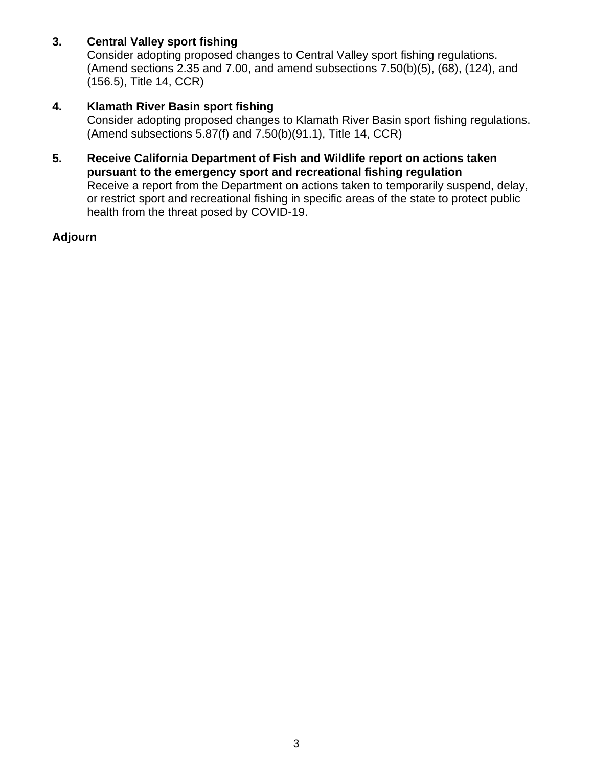**3. Central Valley sport fishing**

Consider adopting proposed changes to Central Valley sport fishing regulations. (Amend sections 2.35 and 7.00, and amend subsections 7.50(b)(5), (68), (124), and (156.5), Title 14, CCR)

**4. Klamath River Basin sport fishing**

Consider adopting proposed changes to Klamath River Basin sport fishing regulations. (Amend subsections 5.87(f) and 7.50(b)(91.1), Title 14, CCR)

**5. Receive California Department of Fish and Wildlife report on actions taken pursuant to the emergency sport and recreational fishing regulation**

Receive a report from the Department on actions taken to temporarily suspend, delay, or restrict sport and recreational fishing in specific areas of the state to protect public health from the threat posed by COVID-19.

**Adjourn**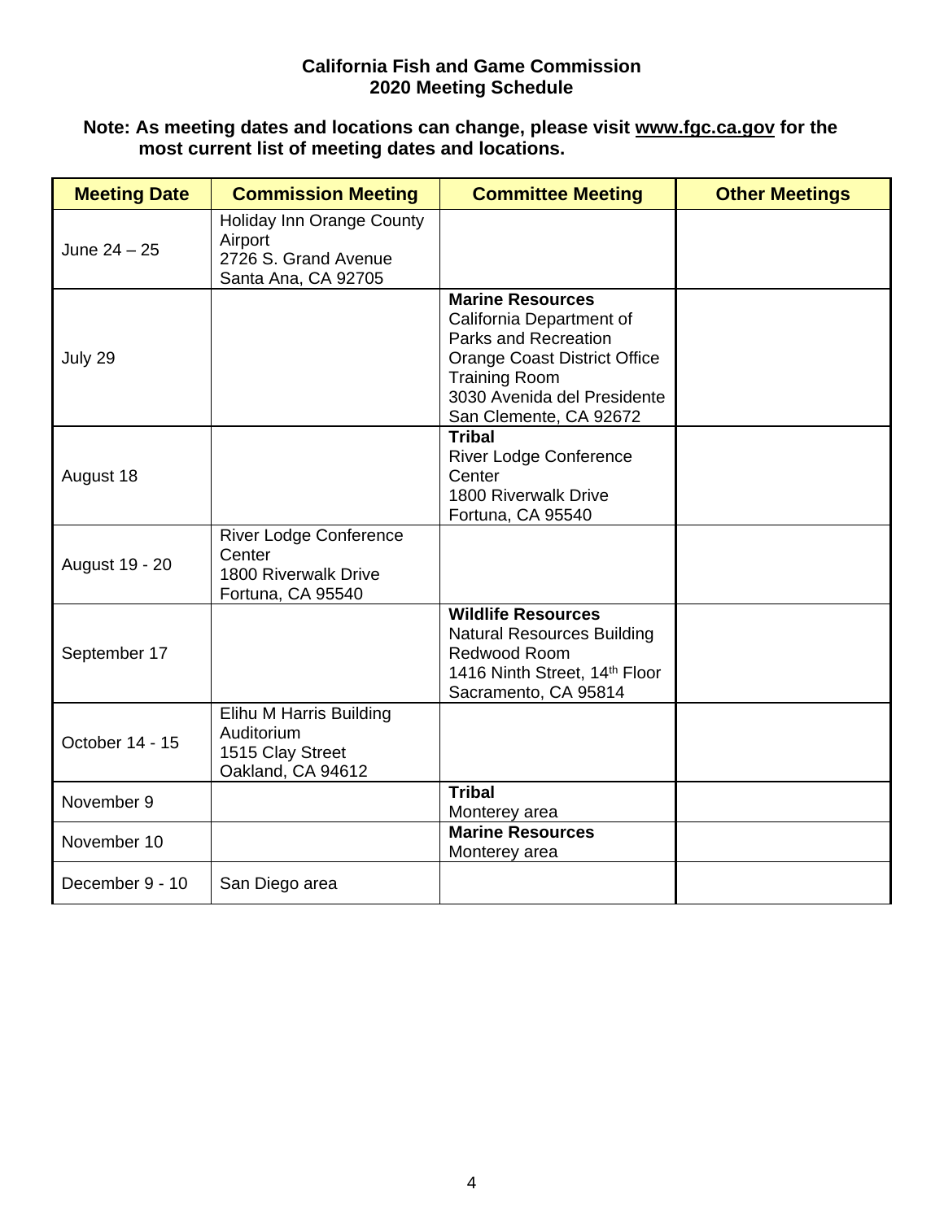**California Fish and Game Commission**
**2020 Meeting Schedule**

**Note: As meeting dates and locations can change, please visit <u>www.fgc.ca.gov</u> for the most current list of meeting dates and locations.**

| Meeting Date | Commission Meeting | Committee Meeting | Other Meetings |
|---|---|---|---|
| June 24 – 25 | Holiday Inn Orange County Airport<br>2726 S. Grand Avenue<br>Santa Ana, CA 92705 | | |
| July 29 | | **Marine Resources**<br>California Department of Parks and Recreation<br>Orange Coast District Office<br>Training Room<br>3030 Avenida del Presidente<br>San Clemente, CA 92672 | |
| August 18 | | **Tribal**<br>River Lodge Conference Center<br>1800 Riverwalk Drive<br>Fortuna, CA 95540 | |
| August 19 - 20 | River Lodge Conference Center<br>1800 Riverwalk Drive<br>Fortuna, CA 95540 | | |
| September 17 | | **Wildlife Resources**<br>Natural Resources Building<br>Redwood Room<br>1416 Ninth Street, 14th Floor<br>Sacramento, CA 95814 | |
| October 14 - 15 | Elihu M Harris Building<br>Auditorium<br>1515 Clay Street<br>Oakland, CA 94612 | | |
| November 9 | | **Tribal**<br>Monterey area | |
| November 10 | | **Marine Resources**<br>Monterey area | |
| December 9 - 10 | San Diego area | | |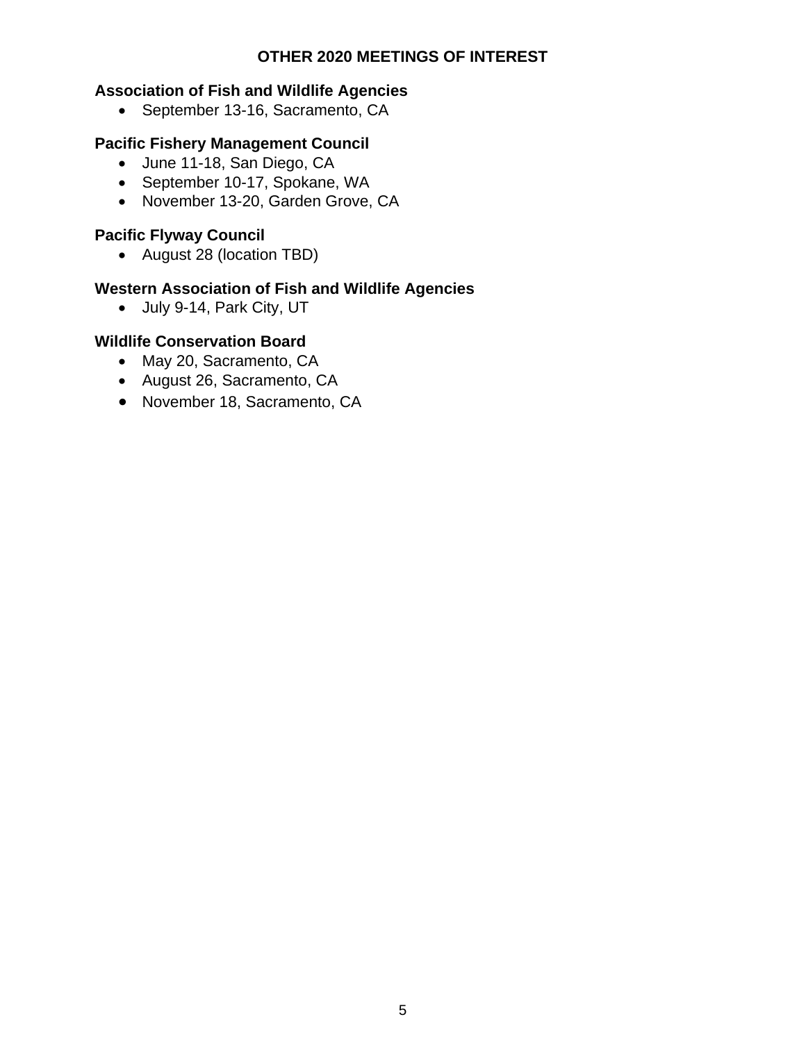## OTHER 2020 MEETINGS OF INTEREST

### Association of Fish and Wildlife Agencies

- September 13-16, Sacramento, CA

### Pacific Fishery Management Council

- June 11-18, San Diego, CA
- September 10-17, Spokane, WA
- November 13-20, Garden Grove, CA

### Pacific Flyway Council

- August 28 (location TBD)

### Western Association of Fish and Wildlife Agencies

- July 9-14, Park City, UT

### Wildlife Conservation Board

- May 20, Sacramento, CA
- August 26, Sacramento, CA
- November 18, Sacramento, CA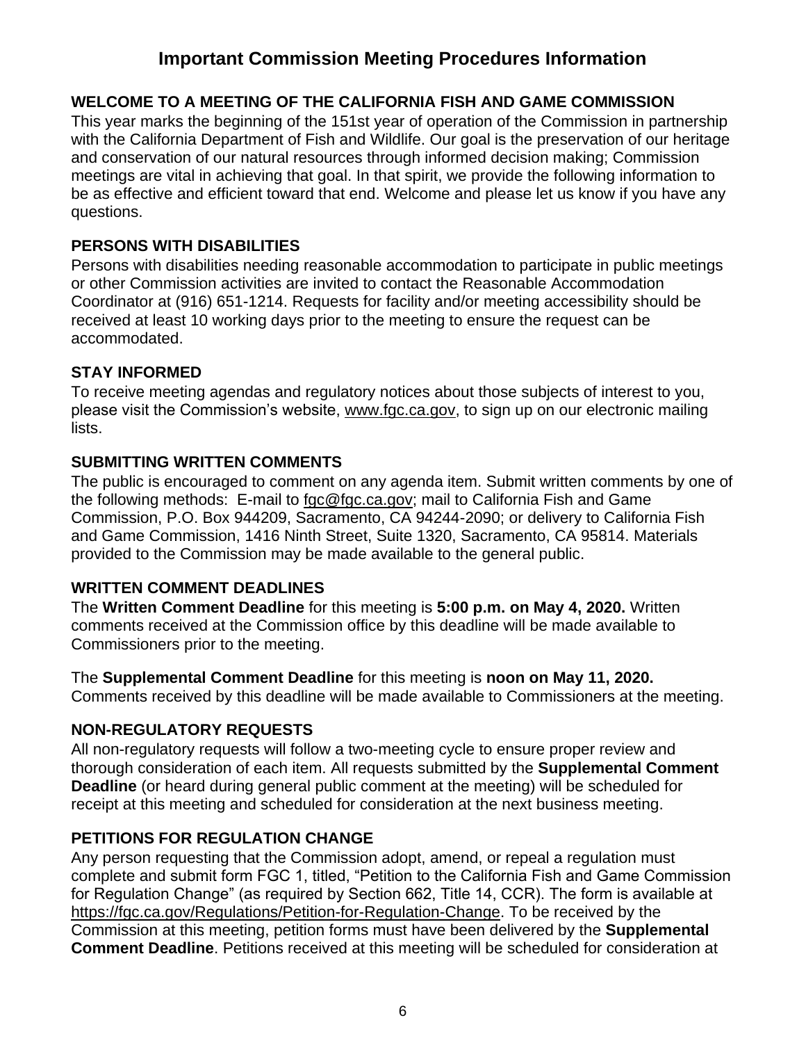# Important Commission Meeting Procedures Information

## WELCOME TO A MEETING OF THE CALIFORNIA FISH AND GAME COMMISSION

This year marks the beginning of the 151st year of operation of the Commission in partnership with the California Department of Fish and Wildlife. Our goal is the preservation of our heritage and conservation of our natural resources through informed decision making; Commission meetings are vital in achieving that goal. In that spirit, we provide the following information to be as effective and efficient toward that end. Welcome and please let us know if you have any questions.

## PERSONS WITH DISABILITIES

Persons with disabilities needing reasonable accommodation to participate in public meetings or other Commission activities are invited to contact the Reasonable Accommodation Coordinator at (916) 651-1214. Requests for facility and/or meeting accessibility should be received at least 10 working days prior to the meeting to ensure the request can be accommodated.

## STAY INFORMED

To receive meeting agendas and regulatory notices about those subjects of interest to you, please visit the Commission's website, www.fgc.ca.gov, to sign up on our electronic mailing lists.

## SUBMITTING WRITTEN COMMENTS

The public is encouraged to comment on any agenda item. Submit written comments by one of the following methods: E-mail to fgc@fgc.ca.gov; mail to California Fish and Game Commission, P.O. Box 944209, Sacramento, CA 94244-2090; or delivery to California Fish and Game Commission, 1416 Ninth Street, Suite 1320, Sacramento, CA 95814. Materials provided to the Commission may be made available to the general public.

## WRITTEN COMMENT DEADLINES

The **Written Comment Deadline** for this meeting is **5:00 p.m. on May 4, 2020.** Written comments received at the Commission office by this deadline will be made available to Commissioners prior to the meeting.

The **Supplemental Comment Deadline** for this meeting is **noon on May 11, 2020.** Comments received by this deadline will be made available to Commissioners at the meeting.

## NON-REGULATORY REQUESTS

All non-regulatory requests will follow a two-meeting cycle to ensure proper review and thorough consideration of each item. All requests submitted by the **Supplemental Comment Deadline** (or heard during general public comment at the meeting) will be scheduled for receipt at this meeting and scheduled for consideration at the next business meeting.

## PETITIONS FOR REGULATION CHANGE

Any person requesting that the Commission adopt, amend, or repeal a regulation must complete and submit form FGC 1, titled, "Petition to the California Fish and Game Commission for Regulation Change" (as required by Section 662, Title 14, CCR). The form is available at https://fgc.ca.gov/Regulations/Petition-for-Regulation-Change. To be received by the Commission at this meeting, petition forms must have been delivered by the **Supplemental Comment Deadline**. Petitions received at this meeting will be scheduled for consideration at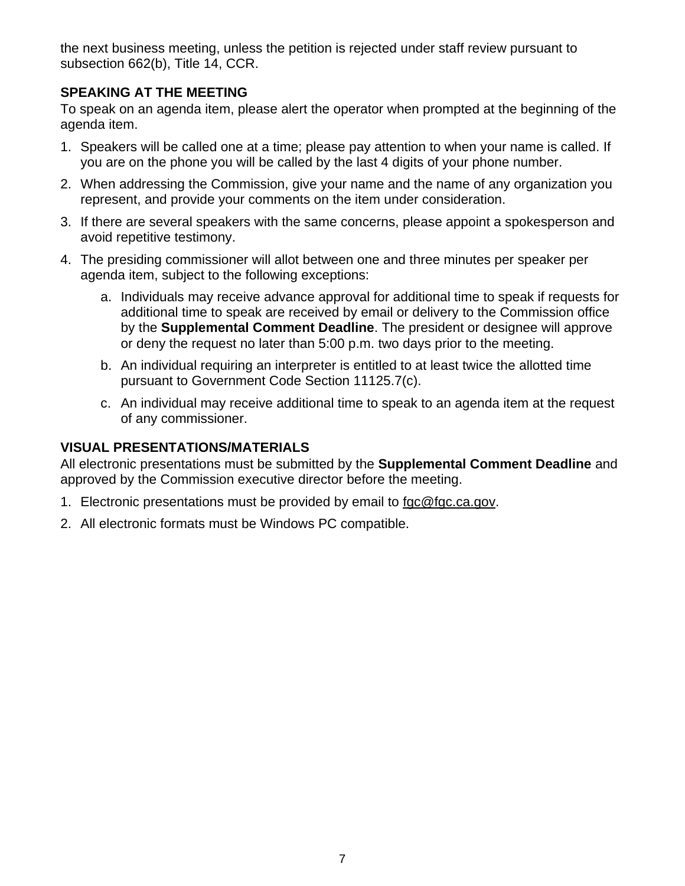the next business meeting, unless the petition is rejected under staff review pursuant to subsection 662(b), Title 14, CCR.

**SPEAKING AT THE MEETING**

To speak on an agenda item, please alert the operator when prompted at the beginning of the agenda item.

1. Speakers will be called one at a time; please pay attention to when your name is called. If you are on the phone you will be called by the last 4 digits of your phone number.
2. When addressing the Commission, give your name and the name of any organization you represent, and provide your comments on the item under consideration.
3. If there are several speakers with the same concerns, please appoint a spokesperson and avoid repetitive testimony.
4. The presiding commissioner will allot between one and three minutes per speaker per agenda item, subject to the following exceptions:
   a. Individuals may receive advance approval for additional time to speak if requests for additional time to speak are received by email or delivery to the Commission office by the **Supplemental Comment Deadline**. The president or designee will approve or deny the request no later than 5:00 p.m. two days prior to the meeting.
   b. An individual requiring an interpreter is entitled to at least twice the allotted time pursuant to Government Code Section 11125.7(c).
   c. An individual may receive additional time to speak to an agenda item at the request of any commissioner.

**VISUAL PRESENTATIONS/MATERIALS**

All electronic presentations must be submitted by the **Supplemental Comment Deadline** and approved by the Commission executive director before the meeting.

1. Electronic presentations must be provided by email to fgc@fgc.ca.gov.
2. All electronic formats must be Windows PC compatible.